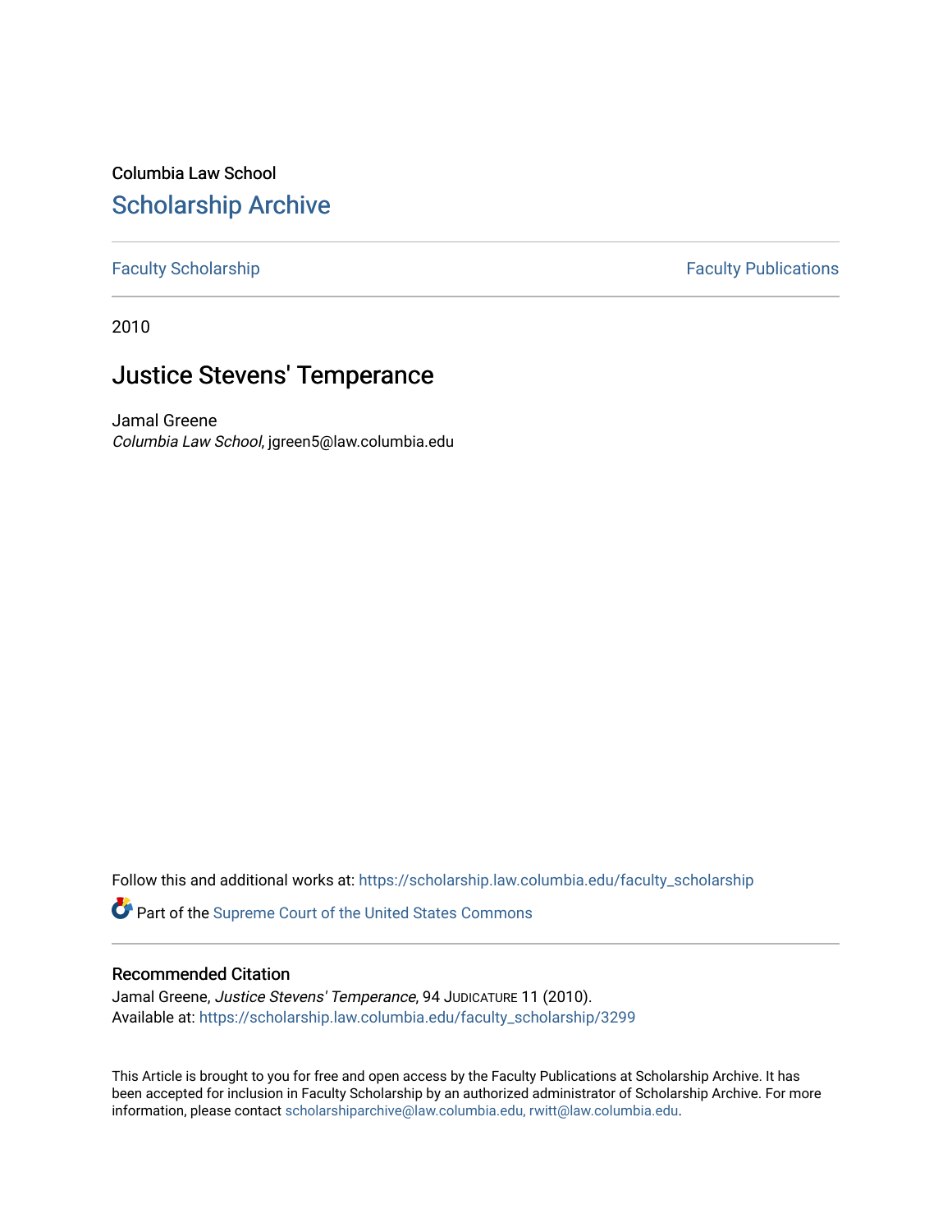Columbia Law School

## Scholarship Archive

Faculty Scholarship | Faculty Publications

2010

# Justice Stevens' Temperance

Jamal Greene
*Columbia Law School*, jgreen5@law.columbia.edu

Follow this and additional works at: https://scholarship.law.columbia.edu/faculty_scholarship

Part of the Supreme Court of the United States Commons

### Recommended Citation

Jamal Greene, *Justice Stevens' Temperance*, 94 JUDICATURE 11 (2010).
Available at: https://scholarship.law.columbia.edu/faculty_scholarship/3299

This Article is brought to you for free and open access by the Faculty Publications at Scholarship Archive. It has been accepted for inclusion in Faculty Scholarship by an authorized administrator of Scholarship Archive. For more information, please contact scholarshiparchive@law.columbia.edu, rwitt@law.columbia.edu.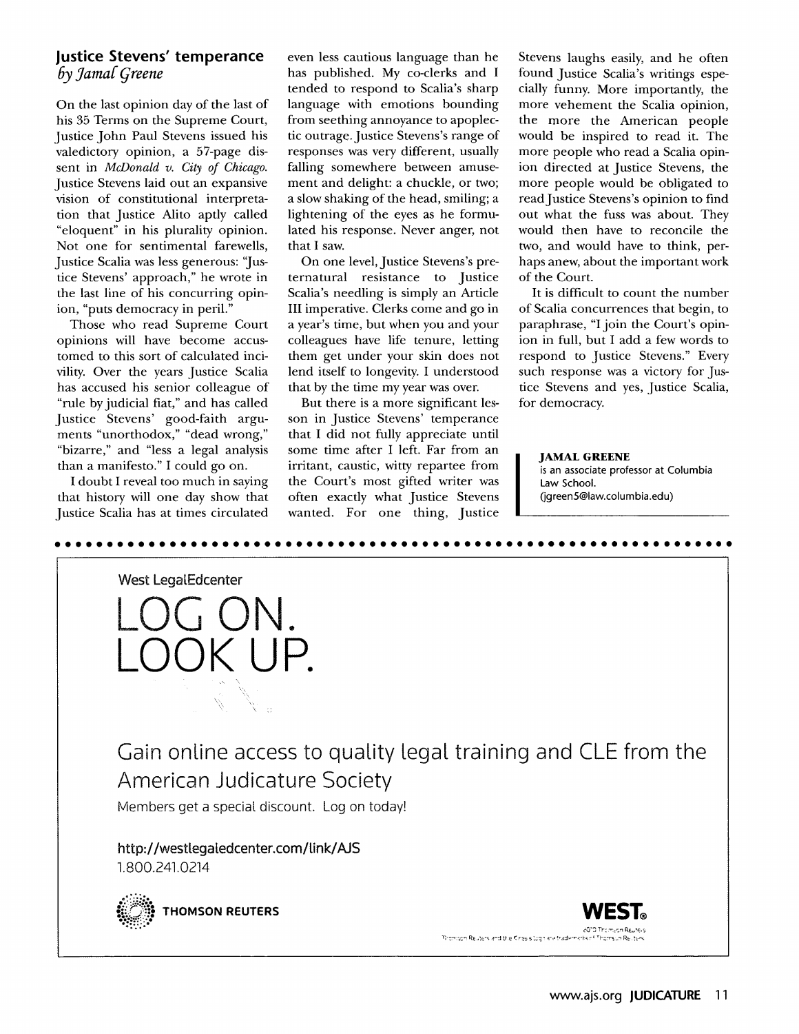## Justice Stevens' temperance

*by Jamal Greene*

On the last opinion day of the last of his 35 Terms on the Supreme Court, Justice John Paul Stevens issued his valedictory opinion, a 57-page dissent in *McDonald v. City of Chicago*. Justice Stevens laid out an expansive vision of constitutional interpretation that Justice Alito aptly called "eloquent" in his plurality opinion. Not one for sentimental farewells, Justice Scalia was less generous: "Justice Stevens' approach," he wrote in the last line of his concurring opinion, "puts democracy in peril."

Those who read Supreme Court opinions will have become accustomed to this sort of calculated incivility. Over the years Justice Scalia has accused his senior colleague of "rule by judicial fiat," and has called Justice Stevens' good-faith arguments "unorthodox," "dead wrong," "bizarre," and "less a legal analysis than a manifesto." I could go on.

I doubt I reveal too much in saying that history will one day show that Justice Scalia has at times circulated even less cautious language than he has published. My co-clerks and I tended to respond to Scalia's sharp language with emotions bounding from seething annoyance to apoplectic outrage. Justice Stevens's range of responses was very different, usually falling somewhere between amusement and delight: a chuckle, or two; a slow shaking of the head, smiling; a lightening of the eyes as he formulated his response. Never anger, not that I saw.

On one level, Justice Stevens's preternatural resistance to Justice Scalia's needling is simply an Article III imperative. Clerks come and go in a year's time, but when you and your colleagues have life tenure, letting them get under your skin does not lend itself to longevity. I understood that by the time my year was over.

But there is a more significant lesson in Justice Stevens' temperance that I did not fully appreciate until some time after I left. Far from an irritant, caustic, witty repartee from the Court's most gifted writer was often exactly what Justice Stevens wanted. For one thing, Justice Stevens laughs easily, and he often found Justice Scalia's writings especially funny. More importantly, the more vehement the Scalia opinion, the more the American people would be inspired to read it. The more people who read a Scalia opinion directed at Justice Stevens, the more people would be obligated to read Justice Stevens's opinion to find out what the fuss was about. They would then have to reconcile the two, and would have to think, perhaps anew, about the important work of the Court.

It is difficult to count the number of Scalia concurrences that begin, to paraphrase, "I join the Court's opinion in full, but I add a few words to respond to Justice Stevens." Every such response was a victory for Justice Stevens and yes, Justice Scalia, for democracy.

**JAMAL GREENE**
is an associate professor at Columbia Law School.
(jgreen5@law.columbia.edu)

---

West LegalEdcenter

# LOG ON. LOOK UP.

Gain online access to quality legal training and CLE from the American Judicature Society

Members get a special discount. Log on today!

http://westlegaledcenter.com/link/AJS
1.800.241.0214

THOMSON REUTERS

WEST®

©2010 Thomson Reuters
Thomson Reuters and the Kinesis logo are trademarks of Thomson Reuters.